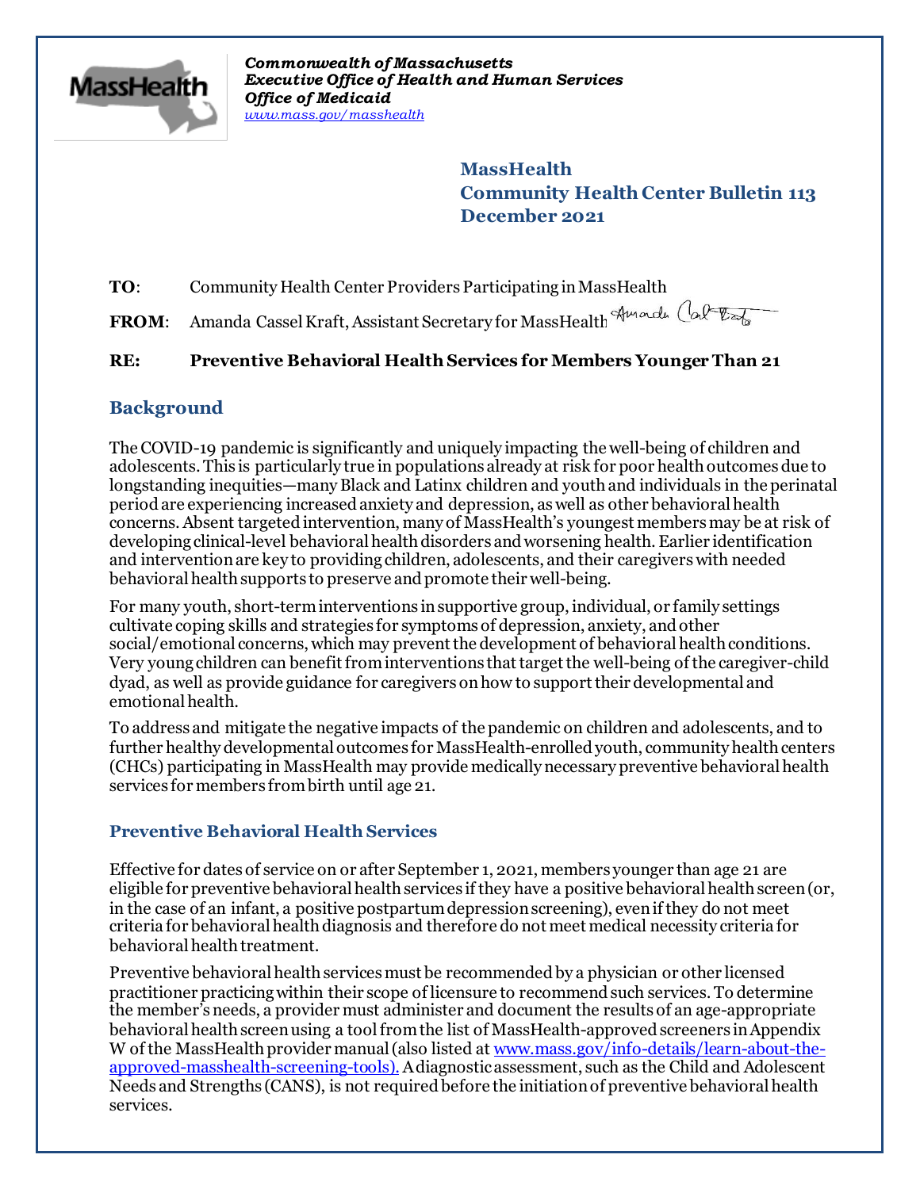*Commonwealth of Massachusetts*
*Executive Office of Health and Human Services*
*Office of Medicaid*
*www.mass.gov/masshealth*

**MassHealth**
**Community Health Center Bulletin 113**
**December 2021**

**TO**: Community Health Center Providers Participating in MassHealth

**FROM**: Amanda Cassel Kraft, Assistant Secretary for MassHealth

**RE: Preventive Behavioral Health Services for Members Younger Than 21**

## Background

The COVID-19 pandemic is significantly and uniquely impacting the well-being of children and adolescents. This is particularly true in populations already at risk for poor health outcomes due to longstanding inequities—many Black and Latinx children and youth and individuals in the perinatal period are experiencing increased anxiety and depression, as well as other behavioral health concerns. Absent targeted intervention, many of MassHealth's youngest members may be at risk of developing clinical-level behavioral health disorders and worsening health. Earlier identification and intervention are key to providing children, adolescents, and their caregivers with needed behavioral health supports to preserve and promote their well-being.

For many youth, short-term interventions in supportive group, individual, or family settings cultivate coping skills and strategies for symptoms of depression, anxiety, and other social/emotional concerns, which may prevent the development of behavioral health conditions. Very young children can benefit from interventions that target the well-being of the caregiver-child dyad, as well as provide guidance for caregivers on how to support their developmental and emotional health.

To address and mitigate the negative impacts of the pandemic on children and adolescents, and to further healthy developmental outcomes for MassHealth-enrolled youth, community health centers (CHCs) participating in MassHealth may provide medically necessary preventive behavioral health services for members from birth until age 21.

### Preventive Behavioral Health Services

Effective for dates of service on or after September 1, 2021, members younger than age 21 are eligible for preventive behavioral health services if they have a positive behavioral health screen (or, in the case of an infant, a positive postpartum depression screening), even if they do not meet criteria for behavioral health diagnosis and therefore do not meet medical necessity criteria for behavioral health treatment.

Preventive behavioral health services must be recommended by a physician or other licensed practitioner practicing within their scope of licensure to recommend such services. To determine the member's needs, a provider must administer and document the results of an age-appropriate behavioral health screen using a tool from the list of MassHealth-approved screeners in Appendix W of the MassHealth provider manual (also listed at www.mass.gov/info-details/learn-about-the-approved-masshealth-screening-tools). A diagnostic assessment, such as the Child and Adolescent Needs and Strengths (CANS), is not required before the initiation of preventive behavioral health services.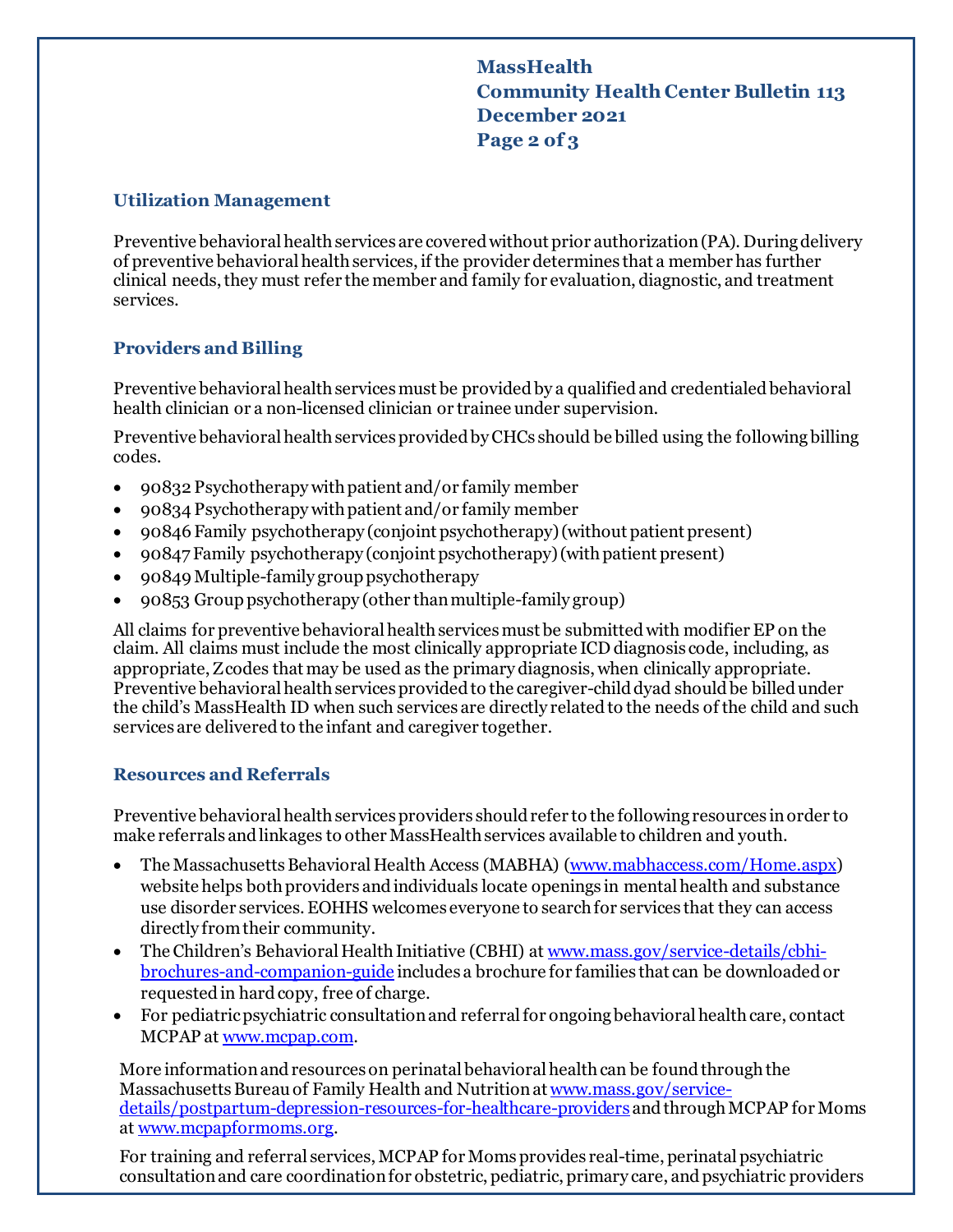### Utilization Management

Preventive behavioral health services are covered without prior authorization (PA). During delivery of preventive behavioral health services, if the provider determines that a member has further clinical needs, they must refer the member and family for evaluation, diagnostic, and treatment services.

### Providers and Billing

Preventive behavioral health services must be provided by a qualified and credentialed behavioral health clinician or a non-licensed clinician or trainee under supervision.

Preventive behavioral health services provided by CHCs should be billed using the following billing codes.

- 90832 Psychotherapy with patient and/or family member
- 90834 Psychotherapy with patient and/or family member
- 90846 Family psychotherapy (conjoint psychotherapy) (without patient present)
- 90847 Family psychotherapy (conjoint psychotherapy) (with patient present)
- 90849 Multiple-family group psychotherapy
- 90853 Group psychotherapy (other than multiple-family group)

All claims for preventive behavioral health services must be submitted with modifier EP on the claim. All claims must include the most clinically appropriate ICD diagnosis code, including, as appropriate, Z codes that may be used as the primary diagnosis, when clinically appropriate. Preventive behavioral health services provided to the caregiver-child dyad should be billed under the child's MassHealth ID when such services are directly related to the needs of the child and such services are delivered to the infant and caregiver together.

### Resources and Referrals

Preventive behavioral health services providers should refer to the following resources in order to make referrals and linkages to other MassHealth services available to children and youth.

- The Massachusetts Behavioral Health Access (MABHA) ([www.mabhaccess.com/Home.aspx](http://www.mabhaccess.com/Home.aspx)) website helps both providers and individuals locate openings in mental health and substance use disorder services. EOHHS welcomes everyone to search for services that they can access directly from their community.
- The Children's Behavioral Health Initiative (CBHI) at [www.mass.gov/service-details/cbhi-brochures-and-companion-guide](http://www.mass.gov/service-details/cbhi-brochures-and-companion-guide) includes a brochure for families that can be downloaded or requested in hard copy, free of charge.
- For pediatric psychiatric consultation and referral for ongoing behavioral health care, contact MCPAP at [www.mcpap.com](http://www.mcpap.com).

More information and resources on perinatal behavioral health can be found through the Massachusetts Bureau of Family Health and Nutrition at [www.mass.gov/service-details/postpartum-depression-resources-for-healthcare-providers](http://www.mass.gov/service-details/postpartum-depression-resources-for-healthcare-providers) and through MCPAP for Moms at [www.mcpapformoms.org](http://www.mcpapformoms.org).

For training and referral services, MCPAP for Moms provides real-time, perinatal psychiatric consultation and care coordination for obstetric, pediatric, primary care, and psychiatric providers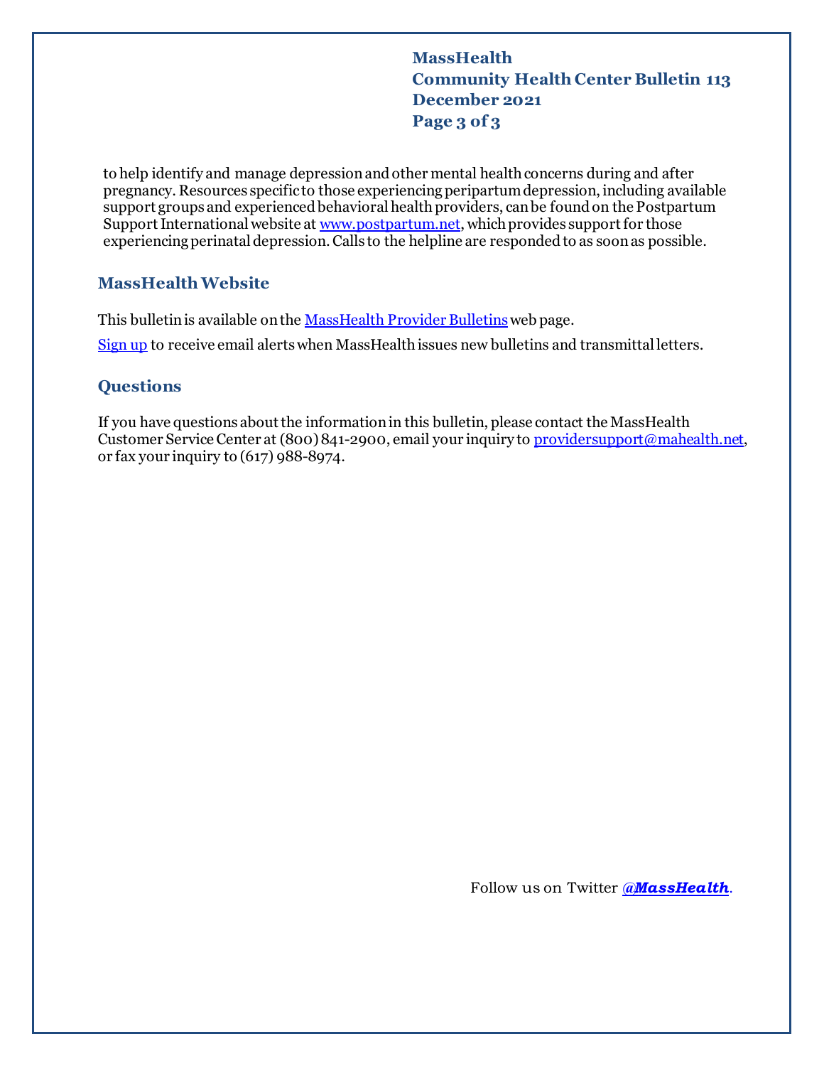to help identify and manage depression and other mental health concerns during and after pregnancy. Resources specific to those experiencing peripartum depression, including available support groups and experienced behavioral health providers, can be found on the Postpartum Support International website at [www.postpartum.net](www.postpartum.net), which provides support for those experiencing perinatal depression. Calls to the helpline are responded to as soon as possible.

## MassHealth Website

This bulletin is available on the MassHealth Provider Bulletins web page.

Sign up to receive email alerts when MassHealth issues new bulletins and transmittal letters.

## Questions

If you have questions about the information in this bulletin, please contact the MassHealth Customer Service Center at (800) 841-2900, email your inquiry to providersupport@mahealth.net, or fax your inquiry to (617) 988-8974.

Follow us on Twitter ***@MassHealth***.